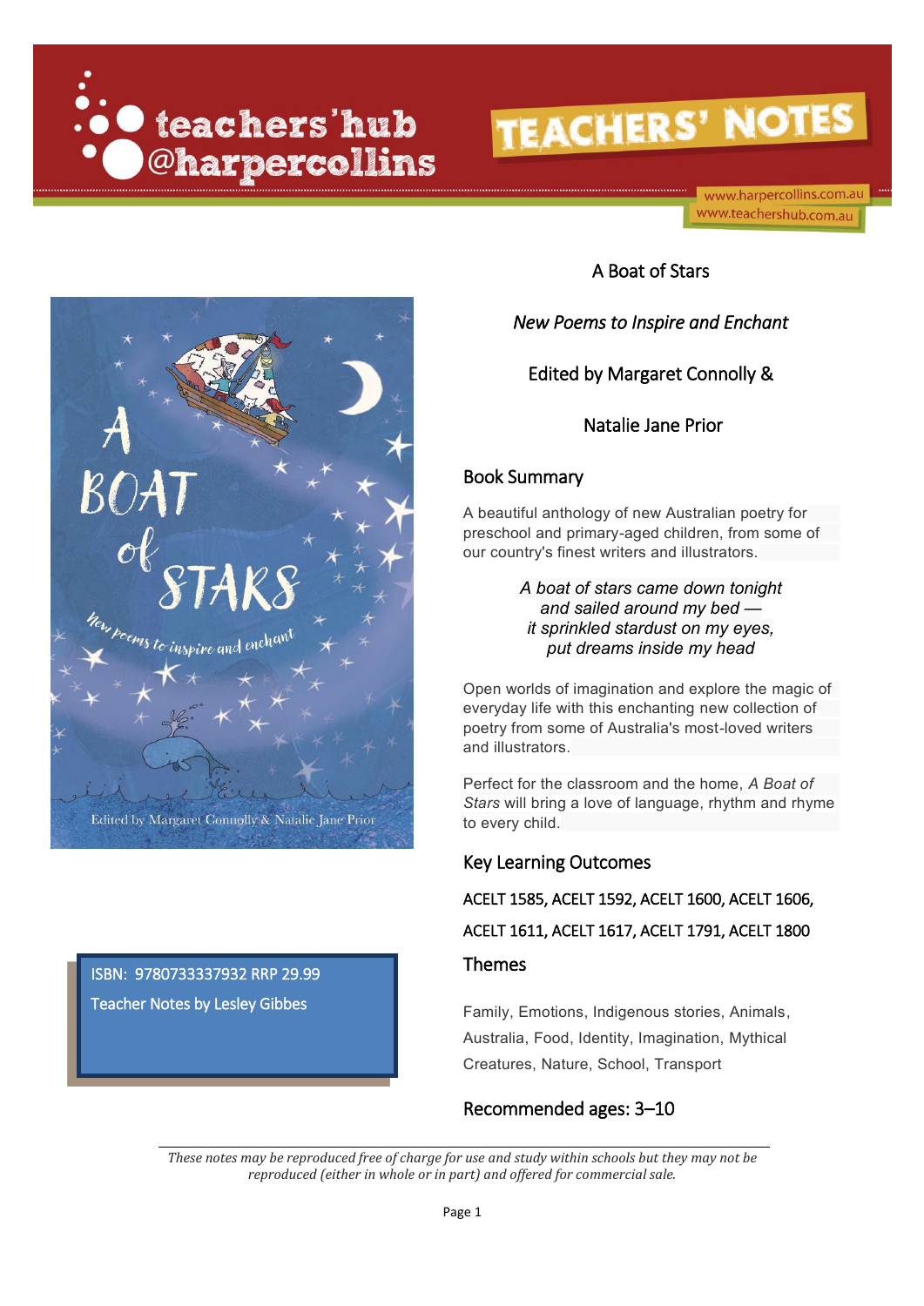teachers'hub @harpercollins

TEACHERS' NOTES

www.harpercollins.com.au
www.teachershub.com.au

# A Boat of Stars

*New Poems to Inspire and Enchant*

Edited by Margaret Connolly & Natalie Jane Prior

ISBN: 9780733337932 RRP 29.99

Teacher Notes by Lesley Gibbes

## Book Summary

A beautiful anthology of new Australian poetry for preschool and primary-aged children, from some of our country's finest writers and illustrators.

*A boat of stars came down tonight*
*and sailed around my bed —*
*it sprinkled stardust on my eyes,*
*put dreams inside my head*

Open worlds of imagination and explore the magic of everyday life with this enchanting new collection of poetry from some of Australia's most-loved writers and illustrators.

Perfect for the classroom and the home, *A Boat of Stars* will bring a love of language, rhythm and rhyme to every child.

## Key Learning Outcomes

ACELT 1585, ACELT 1592, ACELT 1600, ACELT 1606, ACELT 1611, ACELT 1617, ACELT 1791, ACELT 1800

## Themes

Family, Emotions, Indigenous stories, Animals, Australia, Food, Identity, Imagination, Mythical Creatures, Nature, School, Transport

## Recommended ages: 3–10

*These notes may be reproduced free of charge for use and study within schools but they may not be reproduced (either in whole or in part) and offered for commercial sale.*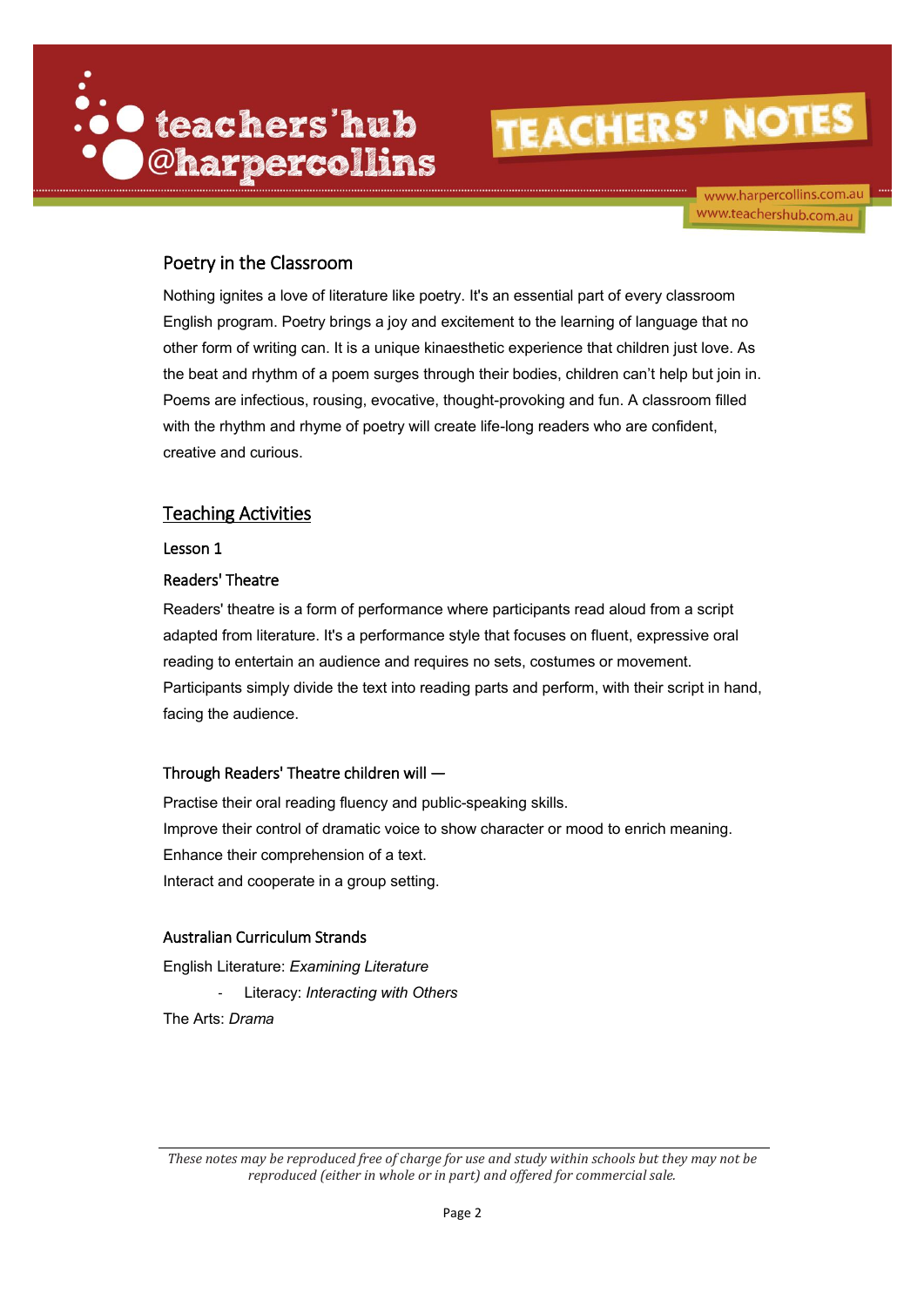## Poetry in the Classroom

Nothing ignites a love of literature like poetry. It's an essential part of every classroom English program. Poetry brings a joy and excitement to the learning of language that no other form of writing can. It is a unique kinaesthetic experience that children just love. As the beat and rhythm of a poem surges through their bodies, children can't help but join in. Poems are infectious, rousing, evocative, thought-provoking and fun. A classroom filled with the rhythm and rhyme of poetry will create life-long readers who are confident, creative and curious.

## Teaching Activities

### Lesson 1

### Readers' Theatre

Readers' theatre is a form of performance where participants read aloud from a script adapted from literature. It's a performance style that focuses on fluent, expressive oral reading to entertain an audience and requires no sets, costumes or movement. Participants simply divide the text into reading parts and perform, with their script in hand, facing the audience.

### Through Readers' Theatre children will —

Practise their oral reading fluency and public-speaking skills.
Improve their control of dramatic voice to show character or mood to enrich meaning.
Enhance their comprehension of a text.
Interact and cooperate in a group setting.

### Australian Curriculum Strands

English Literature: *Examining Literature*

- Literacy: *Interacting with Others*

The Arts: *Drama*

*These notes may be reproduced free of charge for use and study within schools but they may not be reproduced (either in whole or in part) and offered for commercial sale.*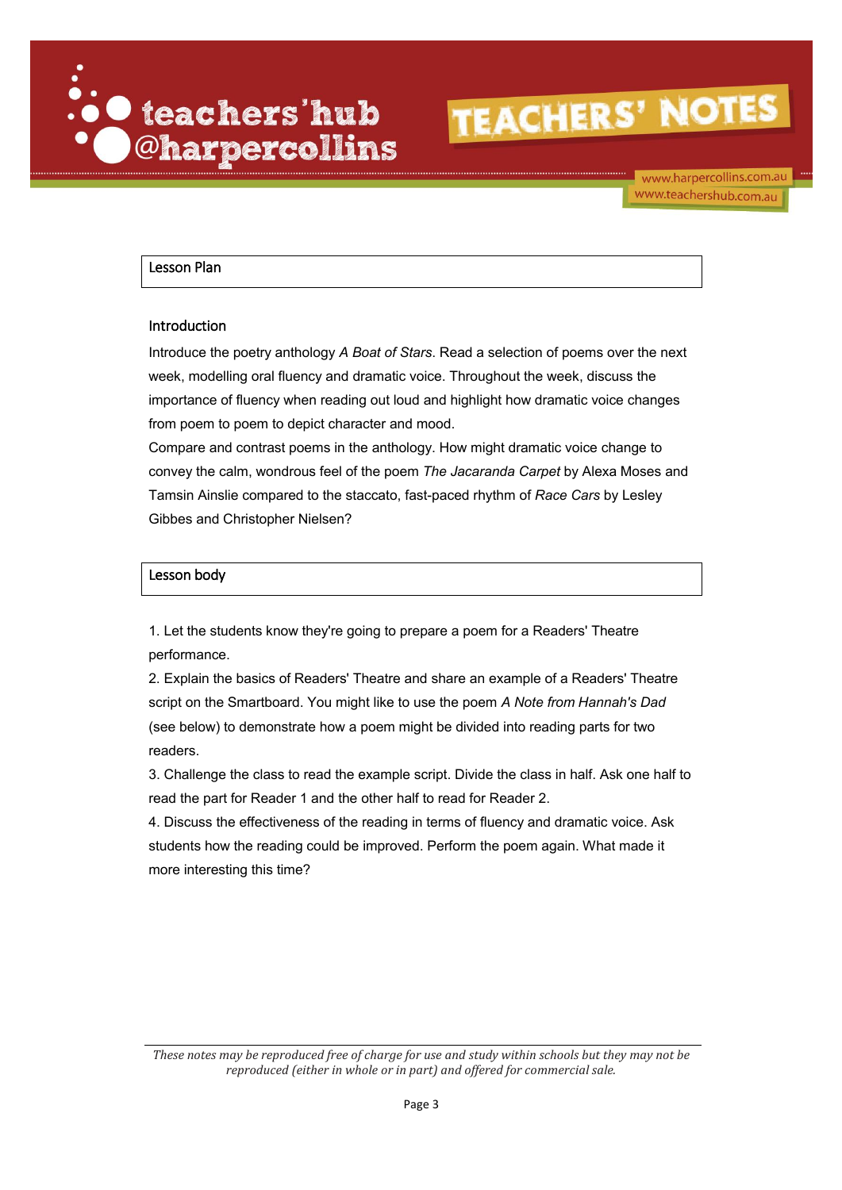## Lesson Plan

### Introduction

Introduce the poetry anthology *A Boat of Stars*. Read a selection of poems over the next week, modelling oral fluency and dramatic voice. Throughout the week, discuss the importance of fluency when reading out loud and highlight how dramatic voice changes from poem to poem to depict character and mood.

Compare and contrast poems in the anthology. How might dramatic voice change to convey the calm, wondrous feel of the poem *The Jacaranda Carpet* by Alexa Moses and Tamsin Ainslie compared to the staccato, fast-paced rhythm of *Race Cars* by Lesley Gibbes and Christopher Nielsen?

## Lesson body

1. Let the students know they're going to prepare a poem for a Readers' Theatre performance.
2. Explain the basics of Readers' Theatre and share an example of a Readers' Theatre script on the Smartboard. You might like to use the poem *A Note from Hannah's Dad* (see below) to demonstrate how a poem might be divided into reading parts for two readers.
3. Challenge the class to read the example script. Divide the class in half. Ask one half to read the part for Reader 1 and the other half to read for Reader 2.
4. Discuss the effectiveness of the reading in terms of fluency and dramatic voice. Ask students how the reading could be improved. Perform the poem again. What made it more interesting this time?

*These notes may be reproduced free of charge for use and study within schools but they may not be reproduced (either in whole or in part) and offered for commercial sale.*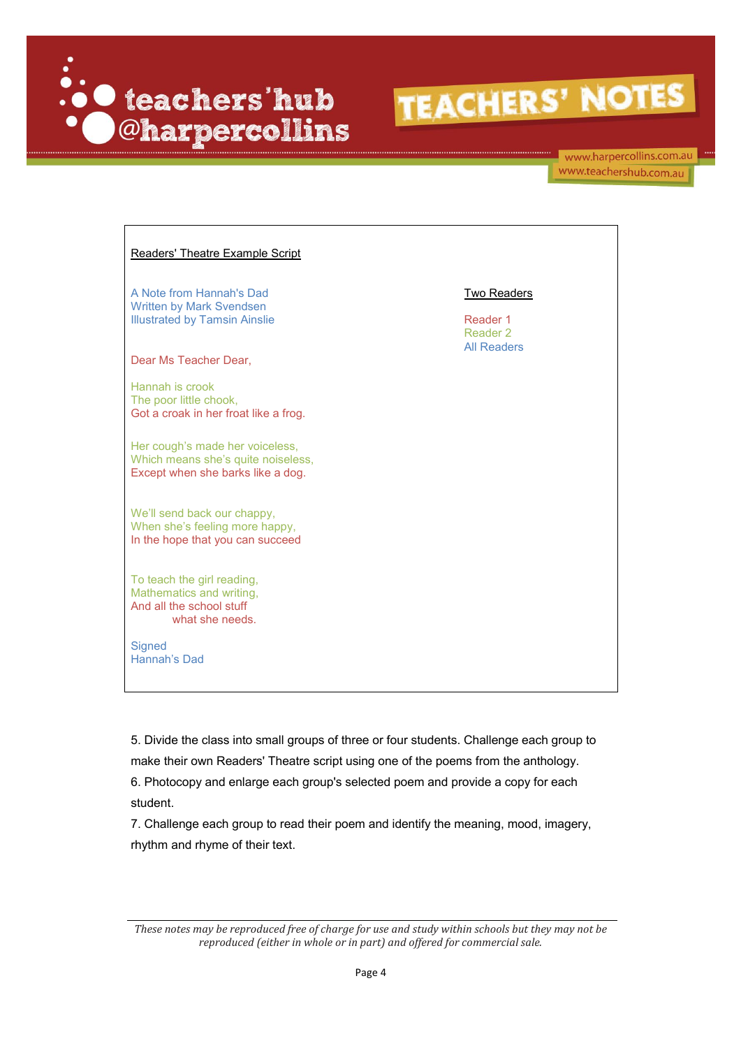<u>Readers' Theatre Example Script</u>

A Note from Hannah's Dad
Written by Mark Svendsen
Illustrated by Tamsin Ainslie

<u>Two Readers</u>

Reader 1
Reader 2
All Readers

Dear Ms Teacher Dear,

Hannah is crook
The poor little chook,
Got a croak in her froat like a frog.

Her cough's made her voiceless,
Which means she's quite noiseless,
Except when she barks like a dog.

We'll send back our chappy,
When she's feeling more happy,
In the hope that you can succeed

To teach the girl reading,
Mathematics and writing,
And all the school stuff
what she needs.

Signed
Hannah's Dad

5. Divide the class into small groups of three or four students. Challenge each group to make their own Readers' Theatre script using one of the poems from the anthology.
6. Photocopy and enlarge each group's selected poem and provide a copy for each student.
7. Challenge each group to read their poem and identify the meaning, mood, imagery, rhythm and rhyme of their text.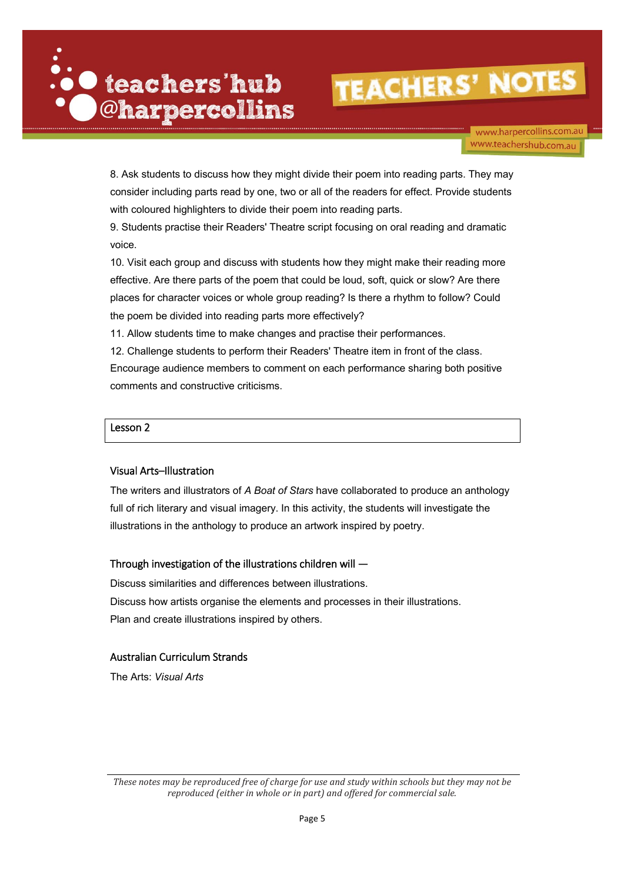8. Ask students to discuss how they might divide their poem into reading parts. They may consider including parts read by one, two or all of the readers for effect. Provide students with coloured highlighters to divide their poem into reading parts.

9. Students practise their Readers' Theatre script focusing on oral reading and dramatic voice.

10. Visit each group and discuss with students how they might make their reading more effective. Are there parts of the poem that could be loud, soft, quick or slow? Are there places for character voices or whole group reading? Is there a rhythm to follow? Could the poem be divided into reading parts more effectively?

11. Allow students time to make changes and practise their performances.

12. Challenge students to perform their Readers' Theatre item in front of the class. Encourage audience members to comment on each performance sharing both positive comments and constructive criticisms.

## Lesson 2

### Visual Arts–Illustration

The writers and illustrators of *A Boat of Stars* have collaborated to produce an anthology full of rich literary and visual imagery. In this activity, the students will investigate the illustrations in the anthology to produce an artwork inspired by poetry.

### Through investigation of the illustrations children will —

Discuss similarities and differences between illustrations.

Discuss how artists organise the elements and processes in their illustrations.

Plan and create illustrations inspired by others.

### Australian Curriculum Strands

The Arts: *Visual Arts*

*These notes may be reproduced free of charge for use and study within schools but they may not be reproduced (either in whole or in part) and offered for commercial sale.*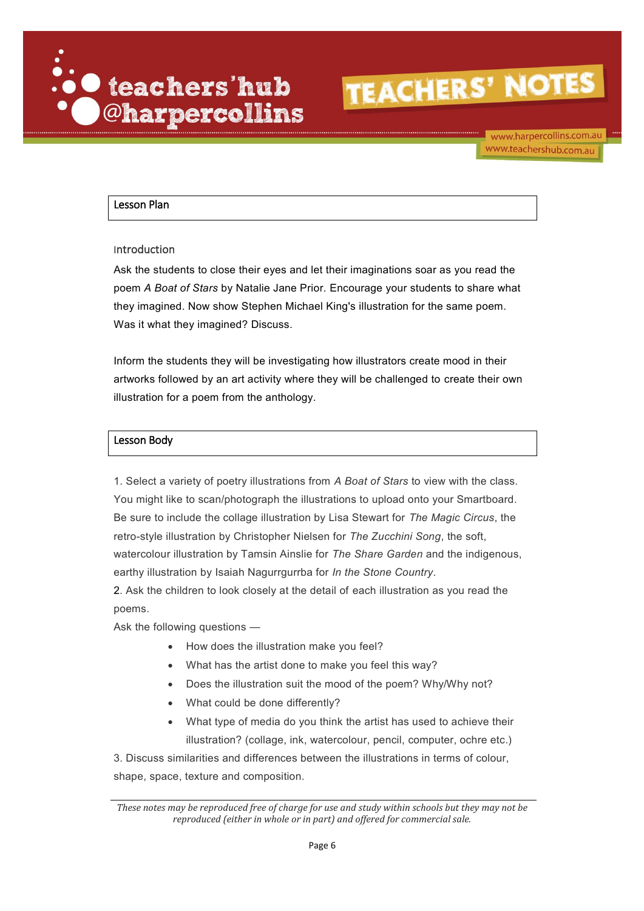## Lesson Plan

### Introduction

Ask the students to close their eyes and let their imaginations soar as you read the poem *A Boat of Stars* by Natalie Jane Prior. Encourage your students to share what they imagined. Now show Stephen Michael King's illustration for the same poem. Was it what they imagined? Discuss.

Inform the students they will be investigating how illustrators create mood in their artworks followed by an art activity where they will be challenged to create their own illustration for a poem from the anthology.

## Lesson Body

1. Select a variety of poetry illustrations from *A Boat of Stars* to view with the class. You might like to scan/photograph the illustrations to upload onto your Smartboard. Be sure to include the collage illustration by Lisa Stewart for *The Magic Circus*, the retro-style illustration by Christopher Nielsen for *The Zucchini Song*, the soft, watercolour illustration by Tamsin Ainslie for *The Share Garden* and the indigenous, earthy illustration by Isaiah Nagurrgurrba for *In the Stone Country*.
2. Ask the children to look closely at the detail of each illustration as you read the poems.

Ask the following questions —

- How does the illustration make you feel?
- What has the artist done to make you feel this way?
- Does the illustration suit the mood of the poem? Why/Why not?
- What could be done differently?
- What type of media do you think the artist has used to achieve their illustration? (collage, ink, watercolour, pencil, computer, ochre etc.)

3. Discuss similarities and differences between the illustrations in terms of colour, shape, space, texture and composition.

*These notes may be reproduced free of charge for use and study within schools but they may not be reproduced (either in whole or in part) and offered for commercial sale.*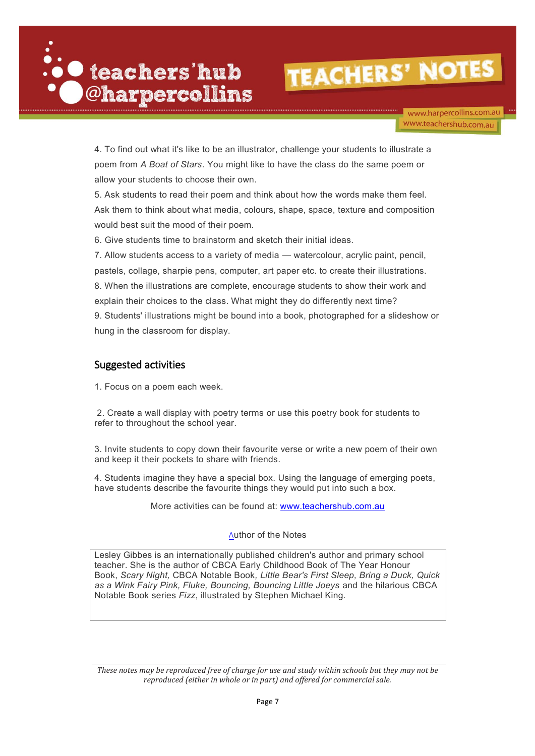4. To find out what it's like to be an illustrator, challenge your students to illustrate a poem from *A Boat of Stars*. You might like to have the class do the same poem or allow your students to choose their own.

5. Ask students to read their poem and think about how the words make them feel. Ask them to think about what media, colours, shape, space, texture and composition would best suit the mood of their poem.

6. Give students time to brainstorm and sketch their initial ideas.

7. Allow students access to a variety of media — watercolour, acrylic paint, pencil, pastels, collage, sharpie pens, computer, art paper etc. to create their illustrations.

8. When the illustrations are complete, encourage students to show their work and explain their choices to the class. What might they do differently next time?

9. Students' illustrations might be bound into a book, photographed for a slideshow or hung in the classroom for display.

## Suggested activities

1. Focus on a poem each week.

2. Create a wall display with poetry terms or use this poetry book for students to refer to throughout the school year.

3. Invite students to copy down their favourite verse or write a new poem of their own and keep it their pockets to share with friends.

4. Students imagine they have a special box. Using the language of emerging poets, have students describe the favourite things they would put into such a box.

More activities can be found at: www.teachershub.com.au

Author of the Notes

Lesley Gibbes is an internationally published children's author and primary school teacher. She is the author of CBCA Early Childhood Book of The Year Honour Book, *Scary Night*, CBCA Notable Book, *Little Bear's First Sleep, Bring a Duck, Quick as a Wink Fairy Pink, Fluke, Bouncing, Bouncing Little Joeys* and the hilarious CBCA Notable Book series *Fizz*, illustrated by Stephen Michael King.

*These notes may be reproduced free of charge for use and study within schools but they may not be reproduced (either in whole or in part) and offered for commercial sale.*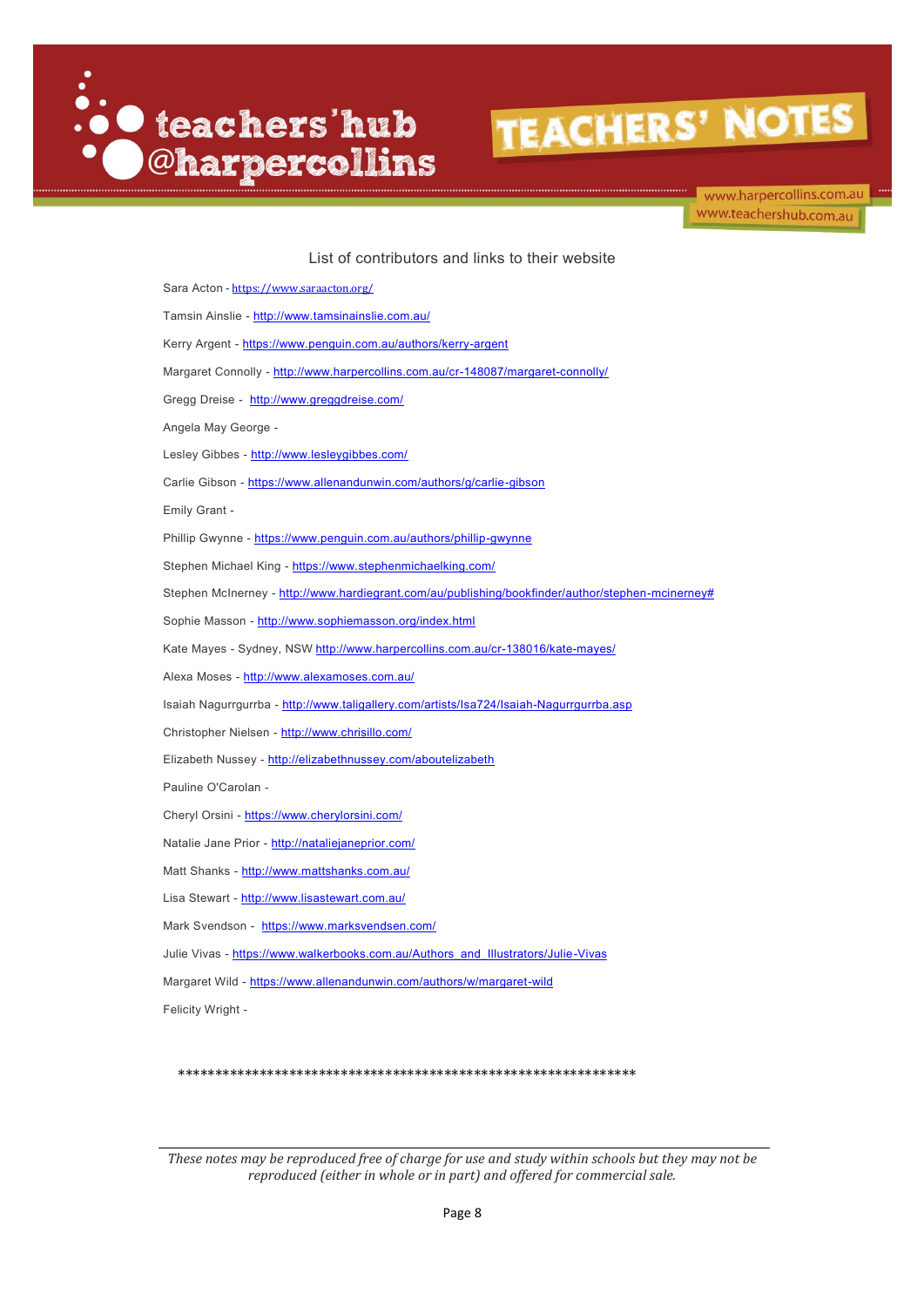List of contributors and links to their website

Sara Acton - https://www.saraacton.org/

Tamsin Ainslie - http://www.tamsinainslie.com.au/

Kerry Argent - https://www.penguin.com.au/authors/kerry-argent

Margaret Connolly - http://www.harpercollins.com.au/cr-148087/margaret-connolly/

Gregg Dreise - http://www.greggdreise.com/

Angela May George -

Lesley Gibbes - http://www.lesleygibbes.com/

Carlie Gibson - https://www.allenandunwin.com/authors/g/carlie-gibson

Emily Grant -

Phillip Gwynne - https://www.penguin.com.au/authors/phillip-gwynne

Stephen Michael King - https://www.stephenmichaelking.com/

Stephen McInerney - http://www.hardiegrant.com/au/publishing/bookfinder/author/stephen-mcinerney#

Sophie Masson - http://www.sophiemasson.org/index.html

Kate Mayes - Sydney, NSW http://www.harpercollins.com.au/cr-138016/kate-mayes/

Alexa Moses - http://www.alexamoses.com.au/

Isaiah Nagurrgurrba - http://www.taligallery.com/artists/Isa724/Isaiah-Nagurrgurrba.asp

Christopher Nielsen - http://www.chrisillo.com/

Elizabeth Nussey - http://elizabethnussey.com/aboutelizabeth

Pauline O'Carolan -

Cheryl Orsini - https://www.cherylorsini.com/

Natalie Jane Prior - http://nataliejaneprior.com/

Matt Shanks - http://www.mattshanks.com.au/

Lisa Stewart - http://www.lisastewart.com.au/

Mark Svendson - https://www.marksvendsen.com/

Julie Vivas - https://www.walkerbooks.com.au/Authors_and_Illustrators/Julie-Vivas

Margaret Wild - https://www.allenandunwin.com/authors/w/margaret-wild

Felicity Wright -

*************************************************************

*These notes may be reproduced free of charge for use and study within schools but they may not be reproduced (either in whole or in part) and offered for commercial sale.*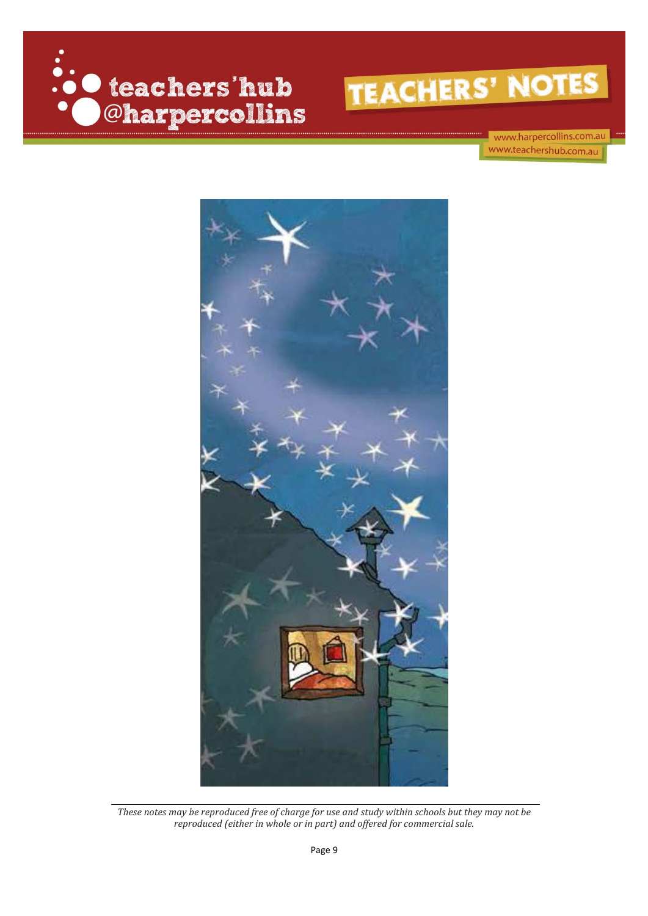*These notes may be reproduced free of charge for use and study within schools but they may not be reproduced (either in whole or in part) and offered for commercial sale.*